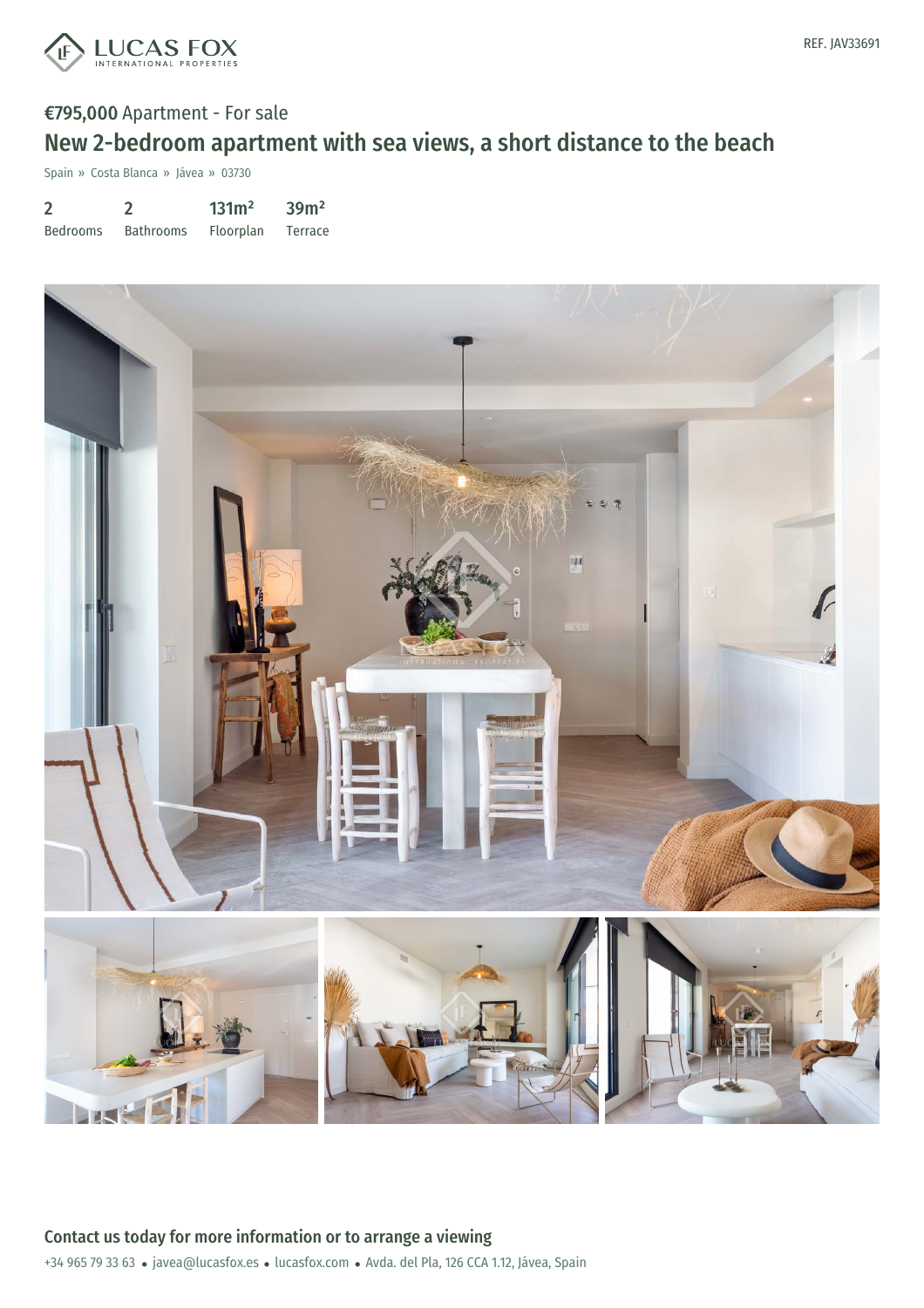LUCAS FOX
INTERNATIONAL PROPERTIES

REF. JAV33691

**€795,000** Apartment - For sale

# New 2-bedroom apartment with sea views, a short distance to the beach

Spain » Costa Blanca » Jávea » 03730

| 2 | 2 | 131m² | 39m² |
|---|---|---|---|
| Bedrooms | Bathrooms | Floorplan | Terrace |

## Contact us today for more information or to arrange a viewing

+34 965 79 33 63 • javea@lucasfox.es • lucasfox.com • Avda. del Pla, 126 CCA 1.12, Jávea, Spain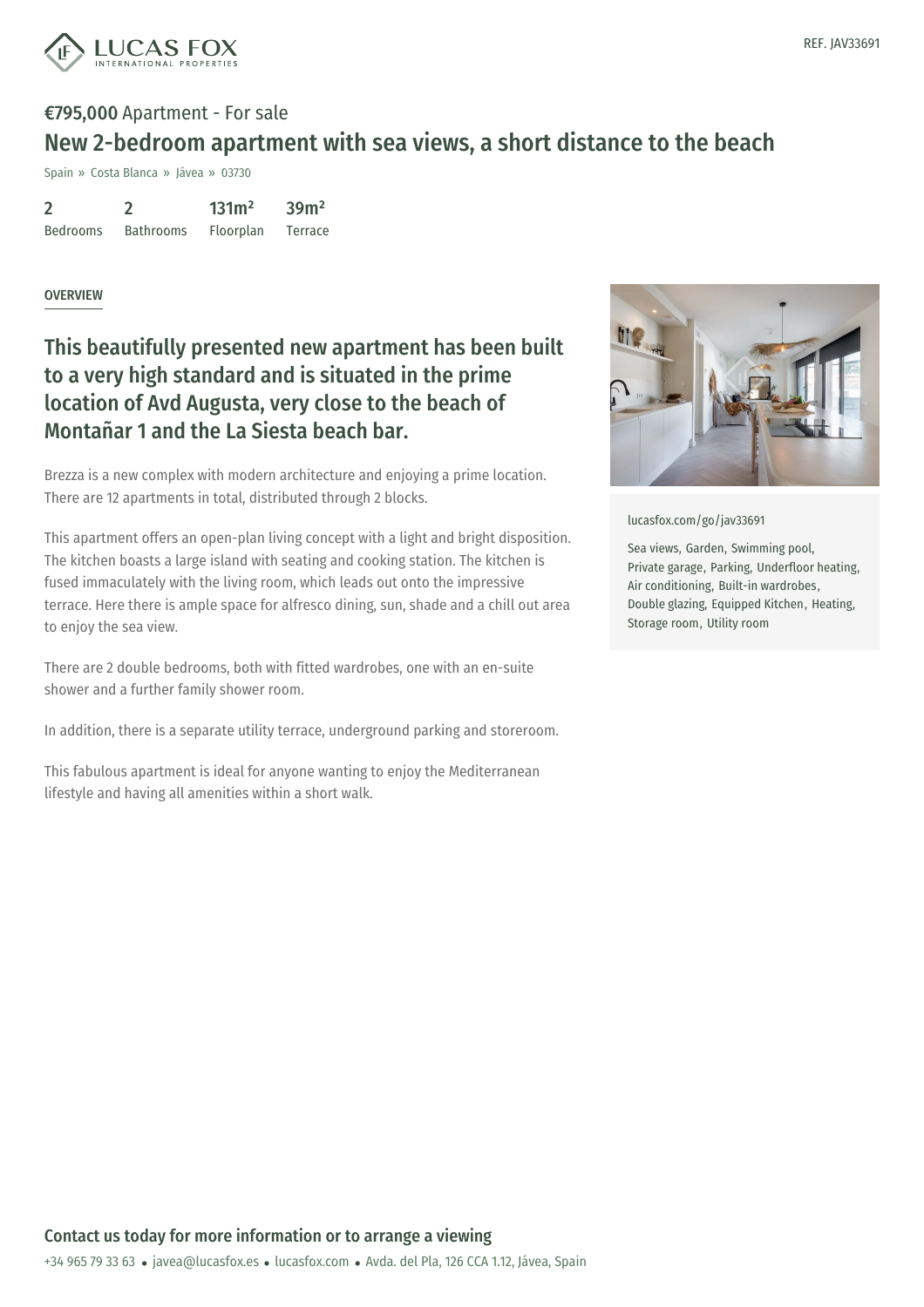**€795,000** Apartment - For sale

# New 2-bedroom apartment with sea views, a short distance to the beach

Spain » Costa Blanca » Jávea » 03730

| 2 | 2 | 131m² | 39m² |
|---|---|---|---|
| Bedrooms | Bathrooms | Floorplan | Terrace |

## OVERVIEW

### This beautifully presented new apartment has been built to a very high standard and is situated in the prime location of Avd Augusta, very close to the beach of Montañar 1 and the La Siesta beach bar.

Brezza is a new complex with modern architecture and enjoying a prime location. There are 12 apartments in total, distributed through 2 blocks.

This apartment offers an open-plan living concept with a light and bright disposition. The kitchen boasts a large island with seating and cooking station. The kitchen is fused immaculately with the living room, which leads out onto the impressive terrace. Here there is ample space for alfresco dining, sun, shade and a chill out area to enjoy the sea view.

There are 2 double bedrooms, both with fitted wardrobes, one with an en-suite shower and a further family shower room.

In addition, there is a separate utility terrace, underground parking and storeroom.

This fabulous apartment is ideal for anyone wanting to enjoy the Mediterranean lifestyle and having all amenities within a short walk.

lucasfox.com/go/jav33691

Sea views, Garden, Swimming pool, Private garage, Parking, Underfloor heating, Air conditioning, Built-in wardrobes, Double glazing, Equipped Kitchen, Heating, Storage room, Utility room

**Contact us today for more information or to arrange a viewing**

+34 965 79 33 63 • javea@lucasfox.es • lucasfox.com • Avda. del Pla, 126 CCA 1.12, Jávea, Spain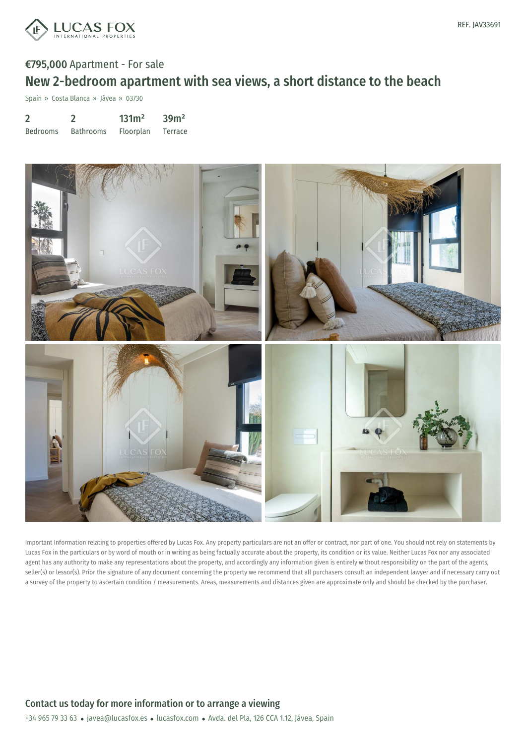REF. JAV33691

**€795,000** Apartment - For sale

# New 2-bedroom apartment with sea views, a short distance to the beach

Spain » Costa Blanca » Jávea » 03730

| 2 | 2 | 131m² | 39m² |
|---|---|---|---|
| Bedrooms | Bathrooms | Floorplan | Terrace |

Important Information relating to properties offered by Lucas Fox. Any property particulars are not an offer or contract, nor part of one. You should not rely on statements by Lucas Fox in the particulars or by word of mouth or in writing as being factually accurate about the property, its condition or its value. Neither Lucas Fox nor any associated agent has any authority to make any representations about the property, and accordingly any information given is entirely without responsibility on the part of the agents, seller(s) or lessor(s). Prior the signature of any document concerning the property we recommend that all purchasers consult an independent lawyer and if necessary carry out a survey of the property to ascertain condition / measurements. Areas, measurements and distances given are approximate only and should be checked by the purchaser.

## Contact us today for more information or to arrange a viewing

+34 965 79 33 63 • javea@lucasfox.es • lucasfox.com • Avda. del Pla, 126 CCA 1.12, Jávea, Spain